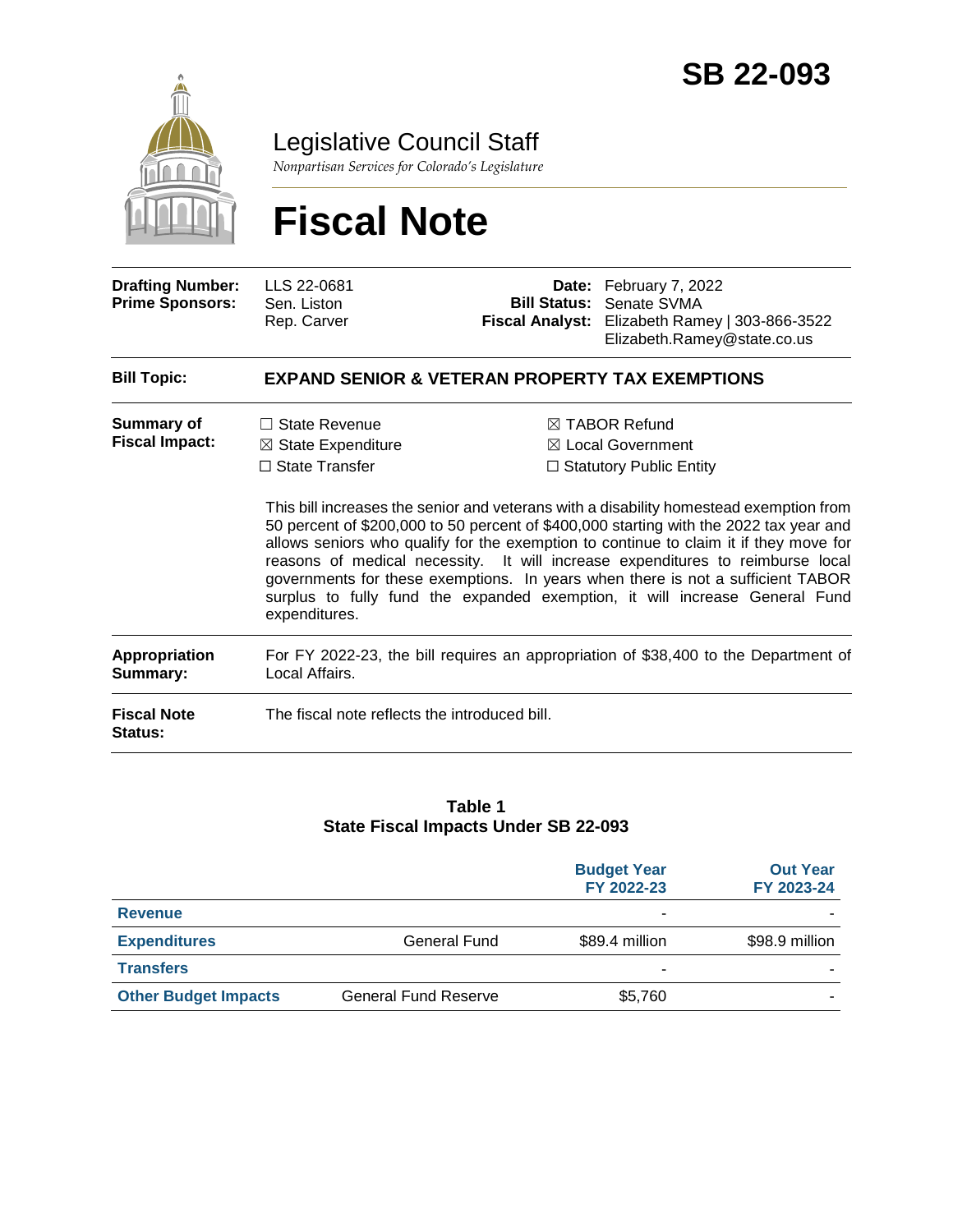# SB 22-093

## Legislative Council Staff

*Nonpartisan Services for Colorado's Legislature*

# Fiscal Note

| | | | |
|---|---|---|---|
| **Drafting Number:** | LLS 22-0681 | **Date:** | February 7, 2022 |
| **Prime Sponsors:** | Sen. Liston<br>Rep. Carver | **Bill Status:** | Senate SVMA |
| | | **Fiscal Analyst:** | Elizabeth Ramey \| 303-866-3522<br>Elizabeth.Ramey@state.co.us |

**Bill Topic:** **EXPAND SENIOR & VETERAN PROPERTY TAX EXEMPTIONS**

**Summary of Fiscal Impact:**

- ☐ State Revenue
- ☒ State Expenditure
- ☐ State Transfer
- ☒ TABOR Refund
- ☒ Local Government
- ☐ Statutory Public Entity

This bill increases the senior and veterans with a disability homestead exemption from 50 percent of $200,000 to 50 percent of $400,000 starting with the 2022 tax year and allows seniors who qualify for the exemption to continue to claim it if they move for reasons of medical necessity. It will increase expenditures to reimburse local governments for these exemptions. In years when there is not a sufficient TABOR surplus to fully fund the expanded exemption, it will increase General Fund expenditures.

**Appropriation Summary:** For FY 2022-23, the bill requires an appropriation of $38,400 to the Department of Local Affairs.

**Fiscal Note Status:** The fiscal note reflects the introduced bill.

**Table 1**
**State Fiscal Impacts Under SB 22-093**

| | | Budget Year FY 2022-23 | Out Year FY 2023-24 |
|---|---|---|---|
| **Revenue** | | - | - |
| **Expenditures** | General Fund | $89.4 million | $98.9 million |
| **Transfers** | | - | - |
| **Other Budget Impacts** | General Fund Reserve | $5,760 | - |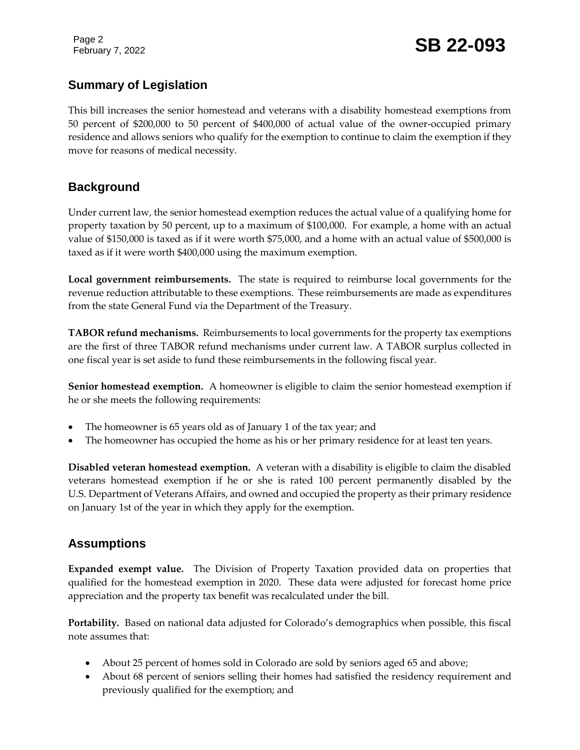## Summary of Legislation

This bill increases the senior homestead and veterans with a disability homestead exemptions from 50 percent of $200,000 to 50 percent of $400,000 of actual value of the owner-occupied primary residence and allows seniors who qualify for the exemption to continue to claim the exemption if they move for reasons of medical necessity.

## Background

Under current law, the senior homestead exemption reduces the actual value of a qualifying home for property taxation by 50 percent, up to a maximum of $100,000. For example, a home with an actual value of $150,000 is taxed as if it were worth $75,000, and a home with an actual value of $500,000 is taxed as if it were worth $400,000 using the maximum exemption.

**Local government reimbursements.** The state is required to reimburse local governments for the revenue reduction attributable to these exemptions. These reimbursements are made as expenditures from the state General Fund via the Department of the Treasury.

**TABOR refund mechanisms.** Reimbursements to local governments for the property tax exemptions are the first of three TABOR refund mechanisms under current law. A TABOR surplus collected in one fiscal year is set aside to fund these reimbursements in the following fiscal year.

**Senior homestead exemption.** A homeowner is eligible to claim the senior homestead exemption if he or she meets the following requirements:

- The homeowner is 65 years old as of January 1 of the tax year; and
- The homeowner has occupied the home as his or her primary residence for at least ten years.

**Disabled veteran homestead exemption.** A veteran with a disability is eligible to claim the disabled veterans homestead exemption if he or she is rated 100 percent permanently disabled by the U.S. Department of Veterans Affairs, and owned and occupied the property as their primary residence on January 1st of the year in which they apply for the exemption.

## Assumptions

**Expanded exempt value.** The Division of Property Taxation provided data on properties that qualified for the homestead exemption in 2020. These data were adjusted for forecast home price appreciation and the property tax benefit was recalculated under the bill.

**Portability.** Based on national data adjusted for Colorado's demographics when possible, this fiscal note assumes that:

- About 25 percent of homes sold in Colorado are sold by seniors aged 65 and above;
- About 68 percent of seniors selling their homes had satisfied the residency requirement and previously qualified for the exemption; and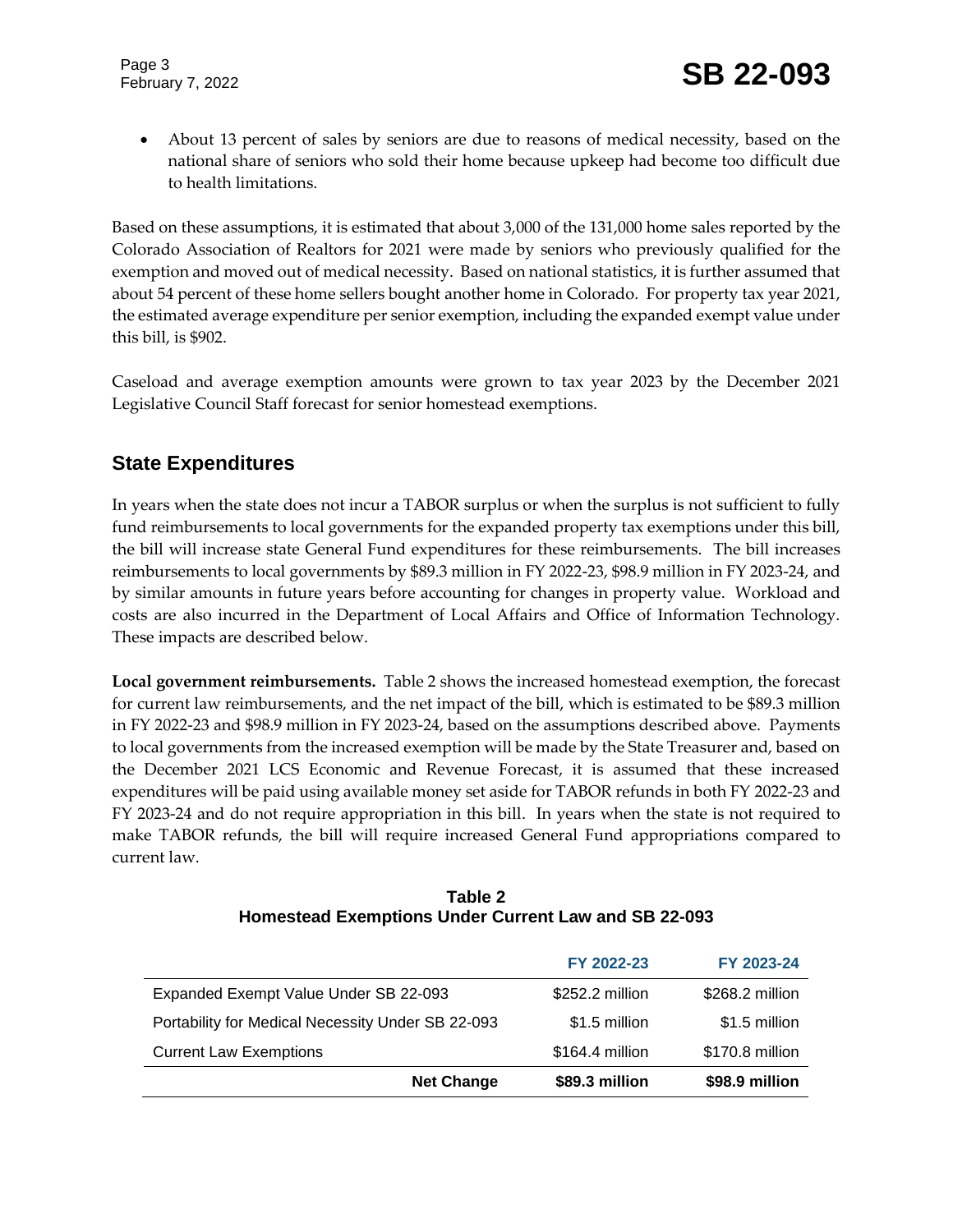- About 13 percent of sales by seniors are due to reasons of medical necessity, based on the national share of seniors who sold their home because upkeep had become too difficult due to health limitations.

Based on these assumptions, it is estimated that about 3,000 of the 131,000 home sales reported by the Colorado Association of Realtors for 2021 were made by seniors who previously qualified for the exemption and moved out of medical necessity. Based on national statistics, it is further assumed that about 54 percent of these home sellers bought another home in Colorado. For property tax year 2021, the estimated average expenditure per senior exemption, including the expanded exempt value under this bill, is $902.

Caseload and average exemption amounts were grown to tax year 2023 by the December 2021 Legislative Council Staff forecast for senior homestead exemptions.

## State Expenditures

In years when the state does not incur a TABOR surplus or when the surplus is not sufficient to fully fund reimbursements to local governments for the expanded property tax exemptions under this bill, the bill will increase state General Fund expenditures for these reimbursements. The bill increases reimbursements to local governments by $89.3 million in FY 2022-23, $98.9 million in FY 2023-24, and by similar amounts in future years before accounting for changes in property value. Workload and costs are also incurred in the Department of Local Affairs and Office of Information Technology. These impacts are described below.

**Local government reimbursements.** Table 2 shows the increased homestead exemption, the forecast for current law reimbursements, and the net impact of the bill, which is estimated to be $89.3 million in FY 2022-23 and $98.9 million in FY 2023-24, based on the assumptions described above. Payments to local governments from the increased exemption will be made by the State Treasurer and, based on the December 2021 LCS Economic and Revenue Forecast, it is assumed that these increased expenditures will be paid using available money set aside for TABOR refunds in both FY 2022-23 and FY 2023-24 and do not require appropriation in this bill. In years when the state is not required to make TABOR refunds, the bill will require increased General Fund appropriations compared to current law.

**Table 2**
**Homestead Exemptions Under Current Law and SB 22-093**

| | FY 2022-23 | FY 2023-24 |
|---|---|---|
| Expanded Exempt Value Under SB 22-093 | $252.2 million | $268.2 million |
| Portability for Medical Necessity Under SB 22-093 | $1.5 million | $1.5 million |
| Current Law Exemptions | $164.4 million | $170.8 million |
| **Net Change** | **$89.3 million** | **$98.9 million** |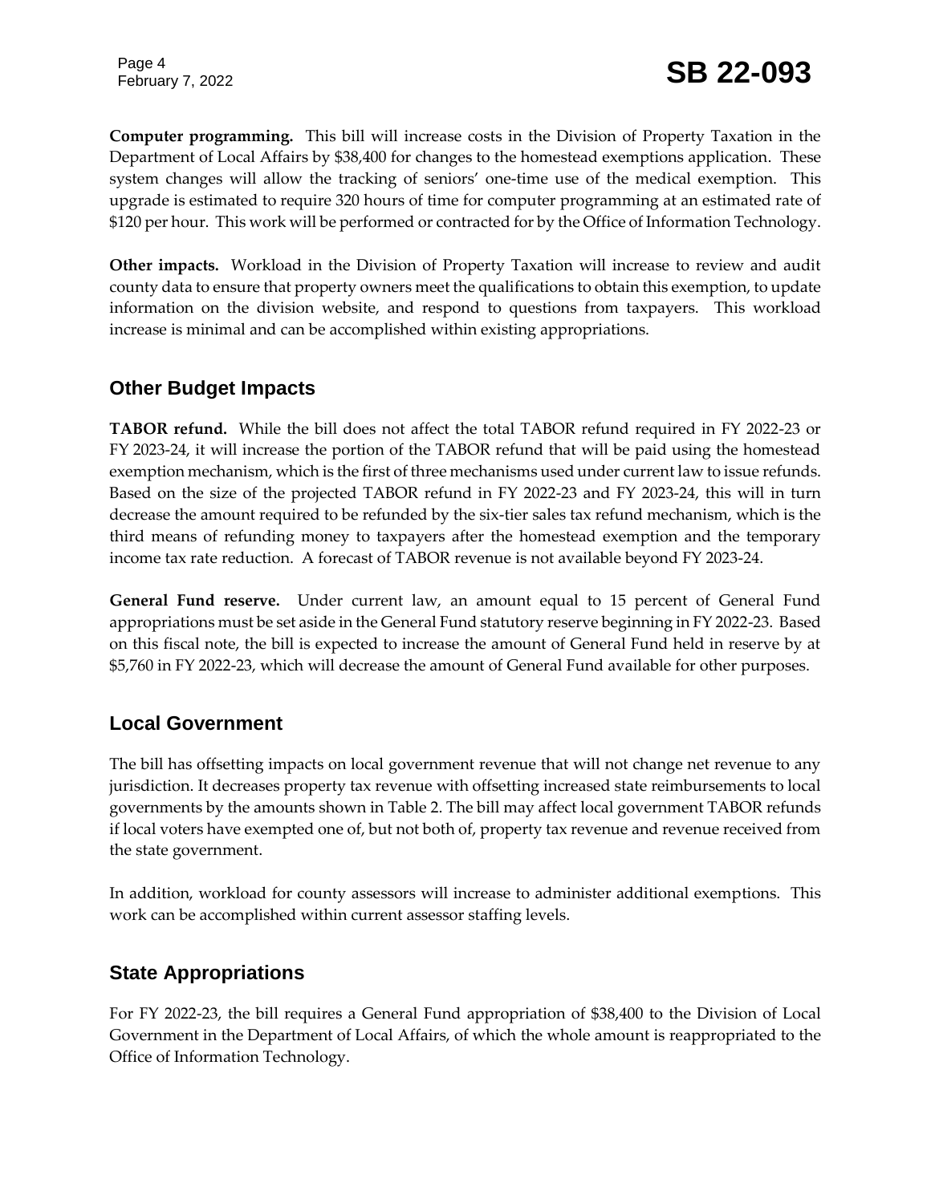**Computer programming.** This bill will increase costs in the Division of Property Taxation in the Department of Local Affairs by $38,400 for changes to the homestead exemptions application. These system changes will allow the tracking of seniors' one-time use of the medical exemption. This upgrade is estimated to require 320 hours of time for computer programming at an estimated rate of $120 per hour. This work will be performed or contracted for by the Office of Information Technology.

**Other impacts.** Workload in the Division of Property Taxation will increase to review and audit county data to ensure that property owners meet the qualifications to obtain this exemption, to update information on the division website, and respond to questions from taxpayers. This workload increase is minimal and can be accomplished within existing appropriations.

## Other Budget Impacts

**TABOR refund.** While the bill does not affect the total TABOR refund required in FY 2022-23 or FY 2023-24, it will increase the portion of the TABOR refund that will be paid using the homestead exemption mechanism, which is the first of three mechanisms used under current law to issue refunds. Based on the size of the projected TABOR refund in FY 2022-23 and FY 2023-24, this will in turn decrease the amount required to be refunded by the six-tier sales tax refund mechanism, which is the third means of refunding money to taxpayers after the homestead exemption and the temporary income tax rate reduction. A forecast of TABOR revenue is not available beyond FY 2023-24.

**General Fund reserve.** Under current law, an amount equal to 15 percent of General Fund appropriations must be set aside in the General Fund statutory reserve beginning in FY 2022-23. Based on this fiscal note, the bill is expected to increase the amount of General Fund held in reserve by at $5,760 in FY 2022-23, which will decrease the amount of General Fund available for other purposes.

## Local Government

The bill has offsetting impacts on local government revenue that will not change net revenue to any jurisdiction. It decreases property tax revenue with offsetting increased state reimbursements to local governments by the amounts shown in Table 2. The bill may affect local government TABOR refunds if local voters have exempted one of, but not both of, property tax revenue and revenue received from the state government.

In addition, workload for county assessors will increase to administer additional exemptions. This work can be accomplished within current assessor staffing levels.

## State Appropriations

For FY 2022-23, the bill requires a General Fund appropriation of $38,400 to the Division of Local Government in the Department of Local Affairs, of which the whole amount is reappropriated to the Office of Information Technology.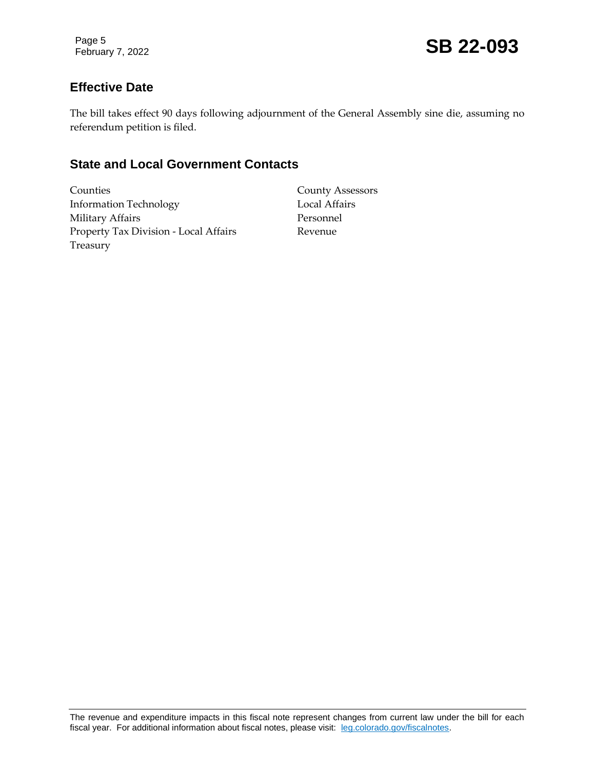## Effective Date

The bill takes effect 90 days following adjournment of the General Assembly sine die, assuming no referendum petition is filed.

## State and Local Government Contacts

Counties
County Assessors
Information Technology
Local Affairs
Military Affairs
Personnel
Property Tax Division - Local Affairs
Revenue
Treasury

The revenue and expenditure impacts in this fiscal note represent changes from current law under the bill for each fiscal year. For additional information about fiscal notes, please visit: [leg.colorado.gov/fiscalnotes](leg.colorado.gov/fiscalnotes).